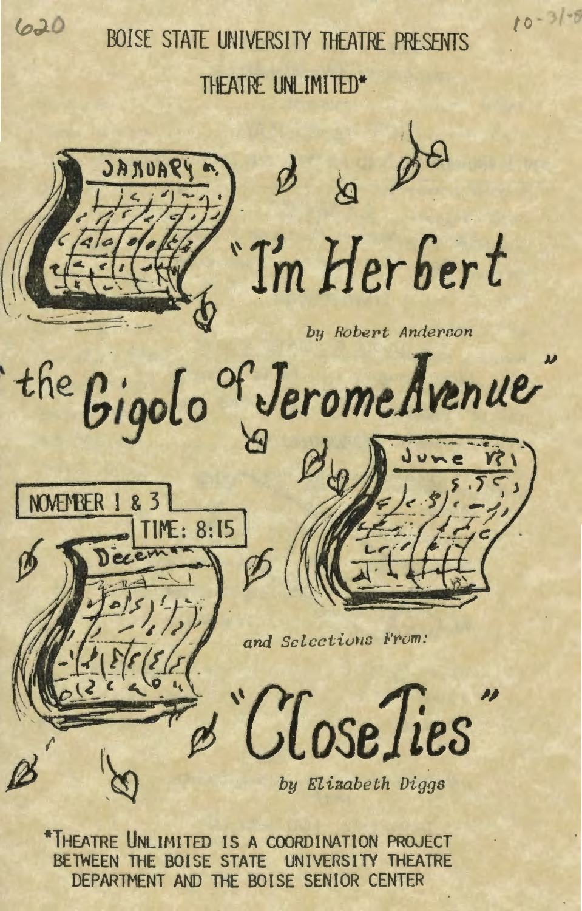620

10-31-8

BOISE STATE UNIVERSITY THEATRE PRESENTS

THEATRE UNLIMITED*

# "I'm Herbert

*by Robert Anderson*

# the Gigolo of Jerome Avenue"

NOVEMBER 1 & 3

TIME: 8:15

*and Selections From:*

# "Close Ties"

*by Elizabeth Diggs*

*THEATRE UNLIMITED IS A COORDINATION PROJECT BETWEEN THE BOISE STATE UNIVERSITY THEATRE DEPARTMENT AND THE BOISE SENIOR CENTER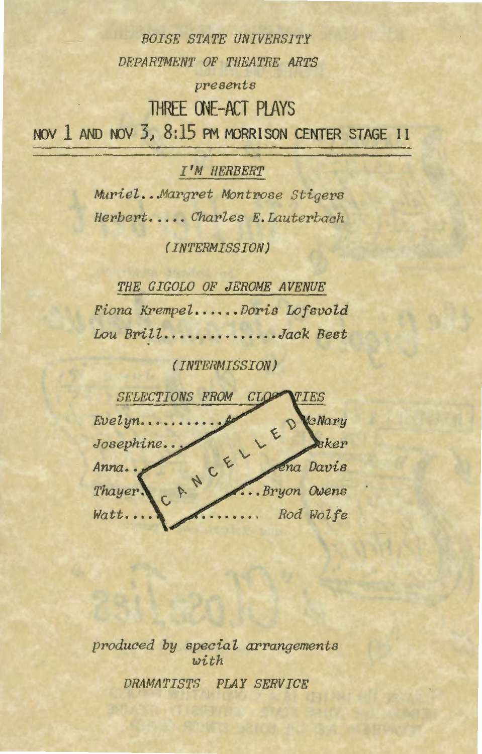*BOISE STATE UNIVERSITY*

*DEPARTMENT OF THEATRE ARTS*

*presents*

# THREE ONE-ACT PLAYS

NOV 1 AND NOV 3, 8:15 PM MORRISON CENTER STAGE II

---

## *I'M HERBERT*

*Muriel..Margret Montrose Stigers*

*Herbert..... Charles E. Lauterbach*

*(INTERMISSION)*

## *THE GIGOLO OF JEROME AVENUE*

*Fiona Krempel......Doris Lofsvold*

*Lou Brill..............Jack Best*

*(INTERMISSION)*

## *SELECTIONS FROM CLO TIES*

CANCELLED

*Evelyn.......... McNary*

*Josephine.. ker*

*Anna.. na Davis*

*Thayer ...Bryon Owens*

*Watt.... ........ Rod Wolfe*

*produced by special arrangements with*

*DRAMATISTS PLAY SERVICE*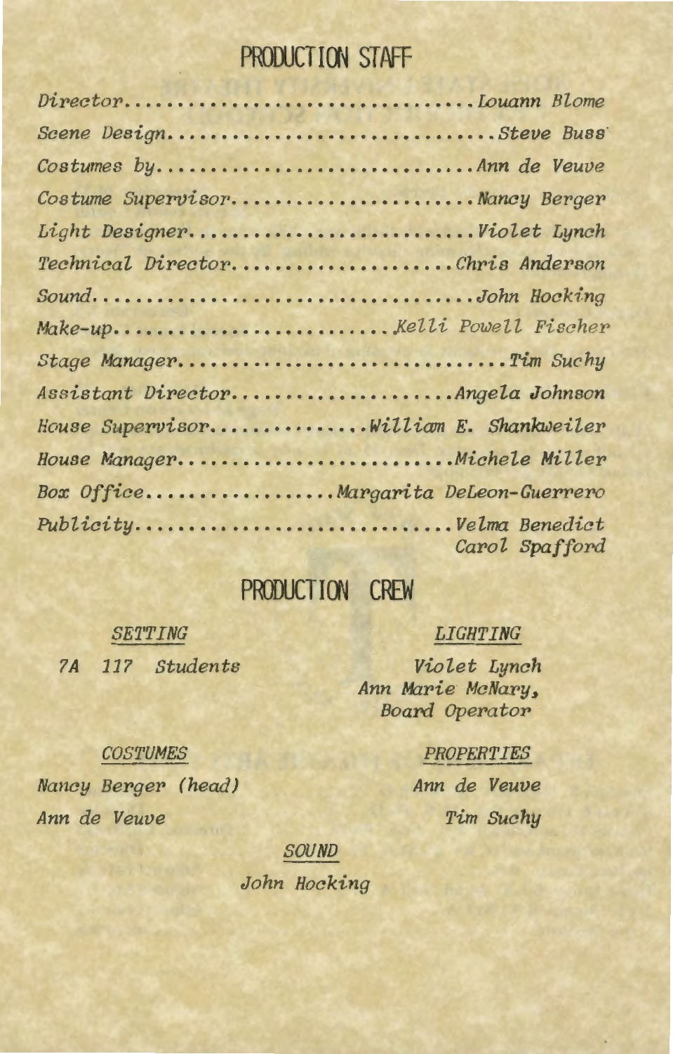# PRODUCTION STAFF

*Director*................................*Louann Blome*
*Scene Design*...............................*Steve Buss*
*Costumes by*..............................*Ann de Veuve*
*Costume Supervisor*.......................*Nancy Berger*
*Light Designer*..........................*Violet Lynch*
*Technical Director*....................*Chris Anderson*
*Sound*.....................................*John Hocking*
*Make-up*.........................*Kelli Powell Fischer*
*Stage Manager*..............................*Tim Suchy*
*Assistant Director*....................*Angela Johnson*
*House Supervisor*..............*William E. Shankweiler*
*House Manager*.........................*Michele Miller*
*Box Office*.................*Margarita DeLeon-Guerrero*
*Publicity*............................*Velma Benedict*
*Carol Spafford*

# PRODUCTION CREW

*SETTING*

*7A 117 Students*

*LIGHTING*

*Violet Lynch*
*Ann Marie McNary, Board Operator*

*COSTUMES*

*Nancy Berger (head)*
*Ann de Veuve*

*PROPERTIES*

*Ann de Veuve*
*Tim Suchy*

*SOUND*

*John Hocking*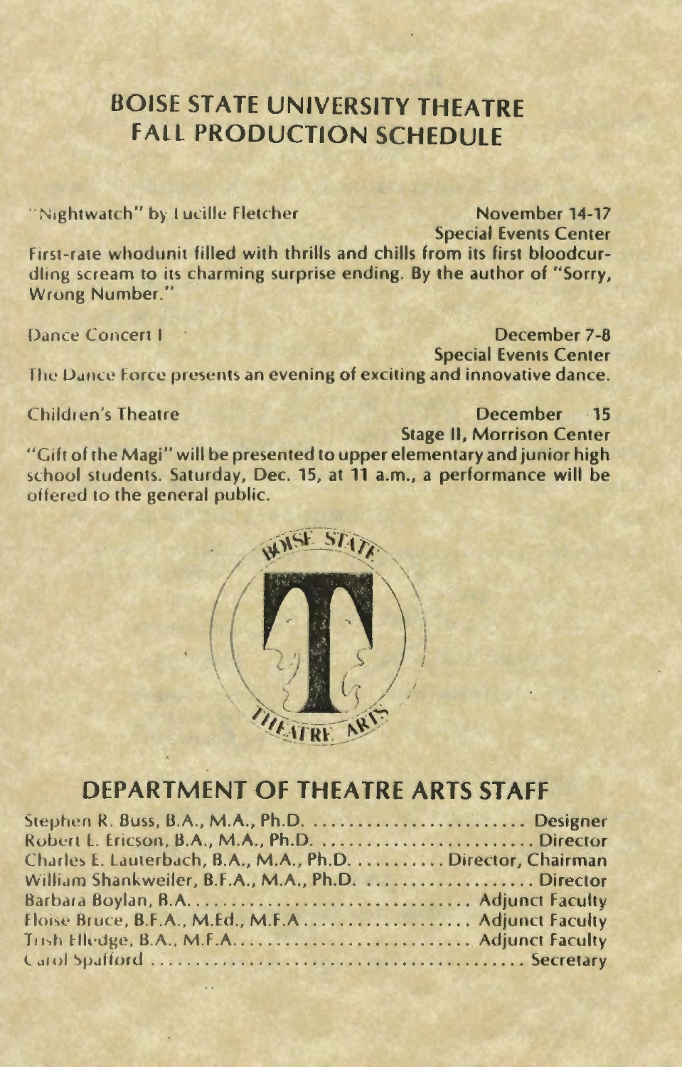## BOISE STATE UNIVERSITY THEATRE FALL PRODUCTION SCHEDULE

"Nightwatch" by Lucille Fletcher — November 14-17
Special Events Center

First-rate whodunit filled with thrills and chills from its first bloodcurdling scream to its charming surprise ending. By the author of "Sorry, Wrong Number."

Dance Concert I — December 7-8
Special Events Center

The Dance Force presents an evening of exciting and innovative dance.

Children's Theatre — December 15
Stage II, Morrison Center

"Gift of the Magi" will be presented to upper elementary and junior high school students. Saturday, Dec. 15, at 11 a.m., a performance will be offered to the general public.

## DEPARTMENT OF THEATRE ARTS STAFF

Stephen R. Buss, B.A., M.A., Ph.D. .......................... Designer
Robert L. Ericson, B.A., M.A., Ph.D. .......................... Director
Charles E. Lauterbach, B.A., M.A., Ph.D. .......... Director, Chairman
William Shankweiler, B.F.A., M.A., Ph.D. .................... Director
Barbara Boylan, B.A. .................................. Adjunct Faculty
Eloise Bruce, B.F.A., M.Ed., M.F.A .................... Adjunct Faculty
Trish Elledge, B.A., M.F.A. ............................ Adjunct Faculty
Carol Spafford ........................................... Secretary